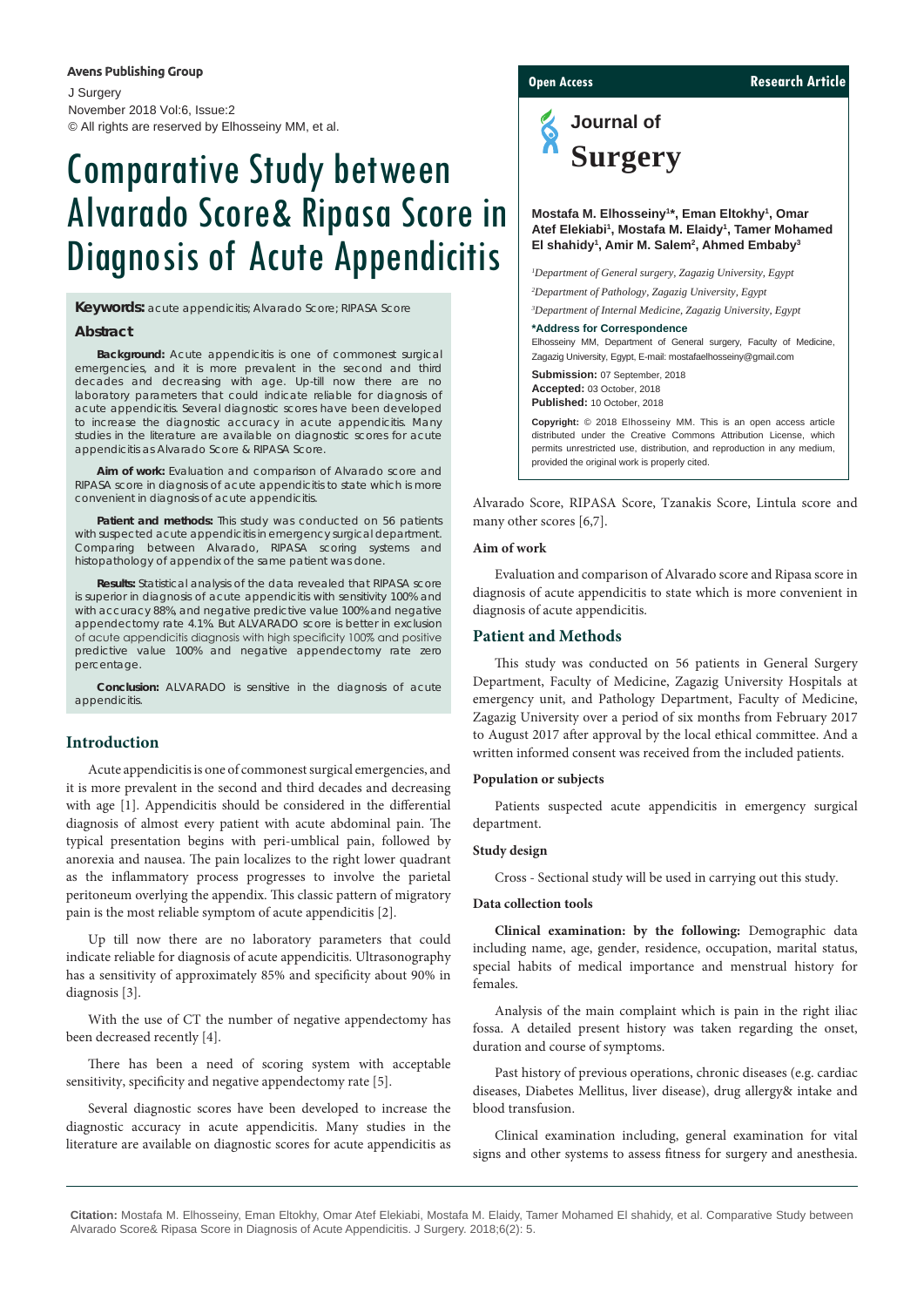# Comparative Study between Alvarado Score& Ripasa Score in Diagnosis of Acute Appendicitis

**Mostafa M. Elhosseiny[1]*, Eman Eltokhy[1], Omar Atef Elekiabi[1], Mostafa M. Elaidy[1], Tamer Mohamed El shahidy[1], Amir M. Salem[2], Ahmed Embaby[3]**

*[1]Department of General surgery, Zagazig University, Egypt*

*[2]Department of Pathology, Zagazig University, Egypt*

*[3]Department of Internal Medicine, Zagazig University, Egypt*

**\*Address for Correspondence**

Elhosseiny MM, Department of General surgery, Faculty of Medicine, Zagazig University, Egypt, E-mail: mostafaelhosseiny@gmail.com

**Submission:** 07 September, 2018
**Accepted:** 03 October, 2018
**Published:** 10 October, 2018

**Copyright:** © 2018 Elhosseiny MM. This is an open access article distributed under the Creative Commons Attribution License, which permits unrestricted use, distribution, and reproduction in any medium, provided the original work is properly cited.

**Keywords:** acute appendicitis; Alvarado Score; RIPASA Score

## Abstract

**Background:** Acute appendicitis is one of commonest surgical emergencies, and it is more prevalent in the second and third decades and decreasing with age. Up-till now there are no laboratory parameters that could indicate reliable for diagnosis of acute appendicitis. Several diagnostic scores have been developed to increase the diagnostic accuracy in acute appendicitis. Many studies in the literature are available on diagnostic scores for acute appendicitis as Alvarado Score & RIPASA Score.

**Aim of work:** Evaluation and comparison of Alvarado score and RIPASA score in diagnosis of acute appendicitis to state which is more convenient in diagnosis of acute appendicitis.

**Patient and methods:** This study was conducted on 56 patients with suspected acute appendicitis in emergency surgical department. Comparing between Alvarado, RIPASA scoring systems and histopathology of appendix of the same patient was done.

**Results:** Statistical analysis of the data revealed that RIPASA score is superior in diagnosis of acute appendicitis with sensitivity 100% and with accuracy 88%, and negative predictive value 100% and negative appendectomy rate 4.1%. But ALVARADO score is better in exclusion of acute appendicitis diagnosis with high specificity 100% and positive predictive value 100% and negative appendectomy rate zero percentage.

**Conclusion:** ALVARADO is sensitive in the diagnosis of acute appendicitis.

## Introduction

Acute appendicitis is one of commonest surgical emergencies, and it is more prevalent in the second and third decades and decreasing with age [1]. Appendicitis should be considered in the differential diagnosis of almost every patient with acute abdominal pain. The typical presentation begins with peri-umblical pain, followed by anorexia and nausea. The pain localizes to the right lower quadrant as the inflammatory process progresses to involve the parietal peritoneum overlying the appendix. This classic pattern of migratory pain is the most reliable symptom of acute appendicitis [2].

Up till now there are no laboratory parameters that could indicate reliable for diagnosis of acute appendicitis. Ultrasonography has a sensitivity of approximately 85% and specificity about 90% in diagnosis [3].

With the use of CT the number of negative appendectomy has been decreased recently [4].

There has been a need of scoring system with acceptable sensitivity, specificity and negative appendectomy rate [5].

Several diagnostic scores have been developed to increase the diagnostic accuracy in acute appendicitis. Many studies in the literature are available on diagnostic scores for acute appendicitis as Alvarado Score, RIPASA Score, Tzanakis Score, Lintula score and many other scores [6,7].

### Aim of work

Evaluation and comparison of Alvarado score and Ripasa score in diagnosis of acute appendicitis to state which is more convenient in diagnosis of acute appendicitis.

## Patient and Methods

This study was conducted on 56 patients in General Surgery Department, Faculty of Medicine, Zagazig University Hospitals at emergency unit, and Pathology Department, Faculty of Medicine, Zagazig University over a period of six months from February 2017 to August 2017 after approval by the local ethical committee. And a written informed consent was received from the included patients.

### Population or subjects

Patients suspected acute appendicitis in emergency surgical department.

### Study design

Cross - Sectional study will be used in carrying out this study.

### Data collection tools

**Clinical examination: by the following:** Demographic data including name, age, gender, residence, occupation, marital status, special habits of medical importance and menstrual history for females.

Analysis of the main complaint which is pain in the right iliac fossa. A detailed present history was taken regarding the onset, duration and course of symptoms.

Past history of previous operations, chronic diseases (e.g. cardiac diseases, Diabetes Mellitus, liver disease), drug allergy& intake and blood transfusion.

Clinical examination including, general examination for vital signs and other systems to assess fitness for surgery and anesthesia.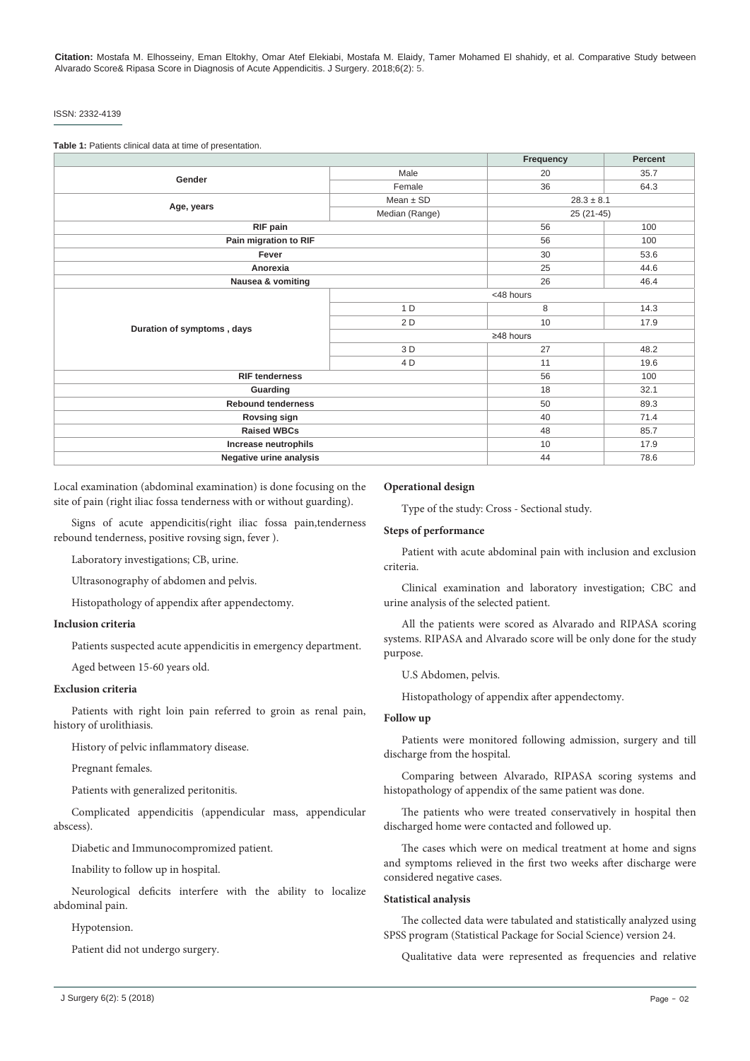**Table 1:** Patients clinical data at time of presentation.

| | | Frequency | Percent |
|---|---|---|---|
| **Gender** | Male | 20 | 35.7 |
| | Female | 36 | 64.3 |
| **Age, years** | Mean ± SD | 28.3 ± 8.1 | |
| | Median (Range) | 25 (21-45) | |
| **RIF pain** | | 56 | 100 |
| **Pain migration to RIF** | | 56 | 100 |
| **Fever** | | 30 | 53.6 |
| **Anorexia** | | 25 | 44.6 |
| **Nausea & vomiting** | | 26 | 46.4 |
| **Duration of symptoms , days** | <48 hours | | |
| | 1 D | 8 | 14.3 |
| | 2 D | 10 | 17.9 |
| | ≥48 hours | | |
| | 3 D | 27 | 48.2 |
| | 4 D | 11 | 19.6 |
| **RIF tenderness** | | 56 | 100 |
| **Guarding** | | 18 | 32.1 |
| **Rebound tenderness** | | 50 | 89.3 |
| **Rovsing sign** | | 40 | 71.4 |
| **Raised WBCs** | | 48 | 85.7 |
| **Increase neutrophils** | | 10 | 17.9 |
| **Negative urine analysis** | | 44 | 78.6 |

Local examination (abdominal examination) is done focusing on the site of pain (right iliac fossa tenderness with or without guarding).

Signs of acute appendicitis(right iliac fossa pain,tenderness rebound tenderness, positive rovsing sign, fever ).

Laboratory investigations; CB, urine.

Ultrasonography of abdomen and pelvis.

Histopathology of appendix after appendectomy.

**Inclusion criteria**

Patients suspected acute appendicitis in emergency department.

Aged between 15-60 years old.

**Exclusion criteria**

Patients with right loin pain referred to groin as renal pain, history of urolithiasis.

History of pelvic inflammatory disease.

Pregnant females.

Patients with generalized peritonitis.

Complicated appendicitis (appendicular mass, appendicular abscess).

Diabetic and Immunocompromized patient.

Inability to follow up in hospital.

Neurological deficits interfere with the ability to localize abdominal pain.

Hypotension.

Patient did not undergo surgery.

**Operational design**

Type of the study: Cross - Sectional study.

**Steps of performance**

Patient with acute abdominal pain with inclusion and exclusion criteria.

Clinical examination and laboratory investigation; CBC and urine analysis of the selected patient.

All the patients were scored as Alvarado and RIPASA scoring systems. RIPASA and Alvarado score will be only done for the study purpose.

U.S Abdomen, pelvis.

Histopathology of appendix after appendectomy.

**Follow up**

Patients were monitored following admission, surgery and till discharge from the hospital.

Comparing between Alvarado, RIPASA scoring systems and histopathology of appendix of the same patient was done.

The patients who were treated conservatively in hospital then discharged home were contacted and followed up.

The cases which were on medical treatment at home and signs and symptoms relieved in the first two weeks after discharge were considered negative cases.

**Statistical analysis**

The collected data were tabulated and statistically analyzed using SPSS program (Statistical Package for Social Science) version 24.

Qualitative data were represented as frequencies and relative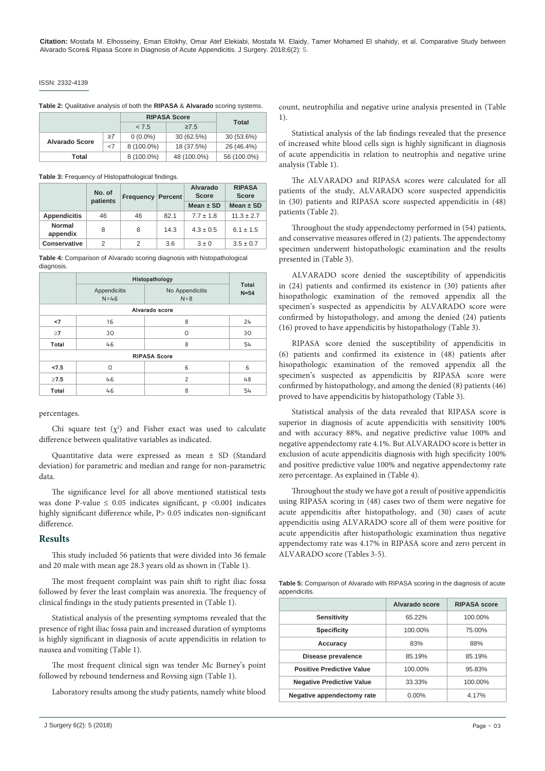**Table 2:** Qualitative analysis of both the **RIPASA** & **Alvarado** scoring systems.

| | | RIPASA Score | | Total |
|---|---|---|---|---|
| | | < 7.5 | ≥7.5 | |
| Alvarado Score | ≥7 | 0 (0.0%) | 30 (62.5%) | 30 (53.6%) |
| | <7 | 8 (100.0%) | 18 (37.5%) | 26 (46.4%) |
| Total | | 8 (100.0%) | 48 (100.0%) | 56 (100.0%) |

**Table 3:** Frequency of Histopathological findings.

| | No. of patients | Frequency | Percent | Alvarado Score | RIPASA Score |
|---|---|---|---|---|---|
| | | | | Mean ± SD | Mean ± SD |
| Appendicitis | 46 | 46 | 82.1 | 7.7 ± 1.8 | 11.3 ± 2.7 |
| Normal appendix | 8 | 8 | 14.3 | 4.3 ± 0.5 | 6.1 ± 1.5 |
| Conservative | 2 | 2 | 3.6 | 3 ± 0 | 3.5 ± 0.7 |

**Table 4:** Comparison of Alvarado scoring diagnosis with histopathological diagnosis.

| | Histopathology | | Total N=54 |
|---|---|---|---|
| | Appendicitis N=46 | No Appendicitis N=8 | |
| **Alvarado score** | | | |
| <7 | 16 | 8 | 24 |
| ≥7 | 30 | 0 | 30 |
| Total | 46 | 8 | 54 |
| **RIPASA Score** | | | |
| <7.5 | 0 | 6 | 6 |
| ≥7.5 | 46 | 2 | 48 |
| Total | 46 | 8 | 54 |

percentages.

Chi square test ($\chi^2$) and Fisher exact was used to calculate difference between qualitative variables as indicated.

Quantitative data were expressed as mean ± SD (Standard deviation) for parametric and median and range for non-parametric data.

The significance level for all above mentioned statistical tests was done P-value ≤ 0.05 indicates significant, p <0.001 indicates highly significant difference while, P> 0.05 indicates non-significant difference.

## Results

This study included 56 patients that were divided into 36 female and 20 male with mean age 28.3 years old as shown in (Table 1).

The most frequent complaint was pain shift to right iliac fossa followed by fever the least complain was anorexia. The frequency of clinical findings in the study patients presented in (Table 1).

Statistical analysis of the presenting symptoms revealed that the presence of right iliac fossa pain and increased duration of symptoms is highly significant in diagnosis of acute appendicitis in relation to nausea and vomiting (Table 1).

The most frequent clinical sign was tender Mc Burney's point followed by rebound tenderness and Rovsing sign (Table 1).

Laboratory results among the study patients, namely white blood count, neutrophilia and negative urine analysis presented in (Table 1).

Statistical analysis of the lab findings revealed that the presence of increased white blood cells sign is highly significant in diagnosis of acute appendicitis in relation to neutrophis and negative urine analysis (Table 1).

The ALVARADO and RIPASA scores were calculated for all patients of the study, ALVARADO score suspected appendicitis in (30) patients and RIPASA score suspected appendicitis in (48) patients (Table 2).

Throughout the study appendectomy performed in (54) patients, and conservative measures offered in (2) patients. The appendectomy specimen underwent histopathologic examination and the results presented in (Table 3).

ALVARADO score denied the susceptibility of appendicitis in (24) patients and confirmed its existence in (30) patients after hisopathologic examination of the removed appendix all the specimen's suspected as appendicitis by ALVARADO score were confirmed by histopathology, and among the denied (24) patients (16) proved to have appendicitis by histopathology (Table 3).

RIPASA score denied the susceptibility of appendicitis in (6) patients and confirmed its existence in (48) patients after hisopathologic examination of the removed appendix all the specimen's suspected as appendicitis by RIPASA score were confirmed by histopathology, and among the denied (8) patients (46) proved to have appendicitis by histopathology (Table 3).

Statistical analysis of the data revealed that RIPASA score is superior in diagnosis of acute appendicitis with sensitivity 100% and with accuracy 88%, and negative predictive value 100% and negative appendectomy rate 4.1%. But ALVARADO score is better in exclusion of acute appendicitis diagnosis with high specificity 100% and positive predictive value 100% and negative appendectomy rate zero percentage. As explained in (Table 4).

Throughout the study we have got a result of positive appendicitis using RIPASA scoring in (48) cases two of them were negative for acute appendicitis after histopathology, and (30) cases of acute appendicitis using ALVARADO score all of them were positive for acute appendicitis after histopathologic examination thus negative appendectomy rate was 4.17% in RIPASA score and zero percent in ALVARADO score (Tables 3-5).

**Table 5:** Comparison of Alvarado with RIPASA scoring in the diagnosis of acute appendicitis.

| | Alvarado score | RIPASA score |
|---|---|---|
| Sensitivity | 65.22% | 100.00% |
| Specificity | 100.00% | 75.00% |
| Accuracy | 83% | 88% |
| Disease prevalence | 85.19% | 85.19% |
| Positive Predictive Value | 100.00% | 95.83% |
| Negative Predictive Value | 33.33% | 100.00% |
| Negative appendectomy rate | 0.00% | 4.17% |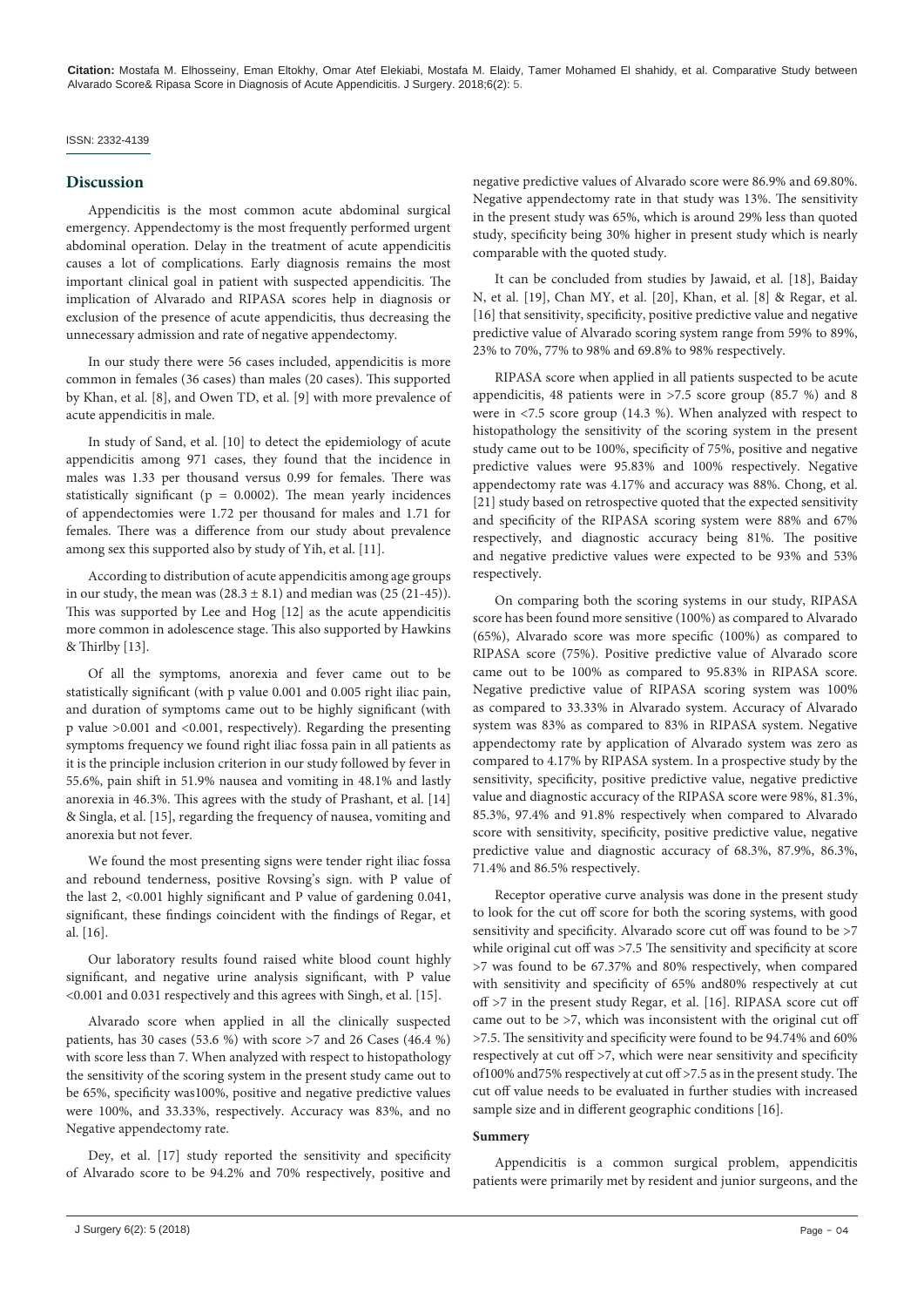## Discussion

Appendicitis is the most common acute abdominal surgical emergency. Appendectomy is the most frequently performed urgent abdominal operation. Delay in the treatment of acute appendicitis causes a lot of complications. Early diagnosis remains the most important clinical goal in patient with suspected appendicitis. The implication of Alvarado and RIPASA scores help in diagnosis or exclusion of the presence of acute appendicitis, thus decreasing the unnecessary admission and rate of negative appendectomy.

In our study there were 56 cases included, appendicitis is more common in females (36 cases) than males (20 cases). This supported by Khan, et al. [8], and Owen TD, et al. [9] with more prevalence of acute appendicitis in male.

In study of Sand, et al. [10] to detect the epidemiology of acute appendicitis among 971 cases, they found that the incidence in males was 1.33 per thousand versus 0.99 for females. There was statistically significant ($p = 0.0002$). The mean yearly incidences of appendectomies were 1.72 per thousand for males and 1.71 for females. There was a difference from our study about prevalence among sex this supported also by study of Yih, et al. [11].

According to distribution of acute appendicitis among age groups in our study, the mean was $(28.3 \pm 8.1)$ and median was (25 (21-45)). This was supported by Lee and Hog [12] as the acute appendicitis more common in adolescence stage. This also supported by Hawkins & Thirlby [13].

Of all the symptoms, anorexia and fever came out to be statistically significant (with p value 0.001 and 0.005 right iliac pain, and duration of symptoms came out to be highly significant (with p value >0.001 and <0.001, respectively). Regarding the presenting symptoms frequency we found right iliac fossa pain in all patients as it is the principle inclusion criterion in our study followed by fever in 55.6%, pain shift in 51.9% nausea and vomiting in 48.1% and lastly anorexia in 46.3%. This agrees with the study of Prashant, et al. [14] & Singla, et al. [15], regarding the frequency of nausea, vomiting and anorexia but not fever.

We found the most presenting signs were tender right iliac fossa and rebound tenderness, positive Rovsing's sign. with P value of the last 2, <0.001 highly significant and P value of gardening 0.041, significant, these findings coincident with the findings of Regar, et al. [16].

Our laboratory results found raised white blood count highly significant, and negative urine analysis significant, with P value <0.001 and 0.031 respectively and this agrees with Singh, et al. [15].

Alvarado score when applied in all the clinically suspected patients, has 30 cases (53.6 %) with score >7 and 26 Cases (46.4 %) with score less than 7. When analyzed with respect to histopathology the sensitivity of the scoring system in the present study came out to be 65%, specificity was100%, positive and negative predictive values were 100%, and 33.33%, respectively. Accuracy was 83%, and no Negative appendectomy rate.

Dey, et al. [17] study reported the sensitivity and specificity of Alvarado score to be 94.2% and 70% respectively, positive and negative predictive values of Alvarado score were 86.9% and 69.80%. Negative appendectomy rate in that study was 13%. The sensitivity in the present study was 65%, which is around 29% less than quoted study, specificity being 30% higher in present study which is nearly comparable with the quoted study.

It can be concluded from studies by Jawaid, et al. [18], Baiday N, et al. [19], Chan MY, et al. [20], Khan, et al. [8] & Regar, et al. [16] that sensitivity, specificity, positive predictive value and negative predictive value of Alvarado scoring system range from 59% to 89%, 23% to 70%, 77% to 98% and 69.8% to 98% respectively.

RIPASA score when applied in all patients suspected to be acute appendicitis, 48 patients were in >7.5 score group (85.7 %) and 8 were in <7.5 score group (14.3 %). When analyzed with respect to histopathology the sensitivity of the scoring system in the present study came out to be 100%, specificity of 75%, positive and negative predictive values were 95.83% and 100% respectively. Negative appendectomy rate was 4.17% and accuracy was 88%. Chong, et al. [21] study based on retrospective quoted that the expected sensitivity and specificity of the RIPASA scoring system were 88% and 67% respectively, and diagnostic accuracy being 81%. The positive and negative predictive values were expected to be 93% and 53% respectively.

On comparing both the scoring systems in our study, RIPASA score has been found more sensitive (100%) as compared to Alvarado (65%), Alvarado score was more specific (100%) as compared to RIPASA score (75%). Positive predictive value of Alvarado score came out to be 100% as compared to 95.83% in RIPASA score. Negative predictive value of RIPASA scoring system was 100% as compared to 33.33% in Alvarado system. Accuracy of Alvarado system was 83% as compared to 83% in RIPASA system. Negative appendectomy rate by application of Alvarado system was zero as compared to 4.17% by RIPASA system. In a prospective study by the sensitivity, specificity, positive predictive value, negative predictive value and diagnostic accuracy of the RIPASA score were 98%, 81.3%, 85.3%, 97.4% and 91.8% respectively when compared to Alvarado score with sensitivity, specificity, positive predictive value, negative predictive value and diagnostic accuracy of 68.3%, 87.9%, 86.3%, 71.4% and 86.5% respectively.

Receptor operative curve analysis was done in the present study to look for the cut off score for both the scoring systems, with good sensitivity and specificity. Alvarado score cut off was found to be >7 while original cut off was >7.5 The sensitivity and specificity at score >7 was found to be 67.37% and 80% respectively, when compared with sensitivity and specificity of 65% and80% respectively at cut off >7 in the present study Regar, et al. [16]. RIPASA score cut off came out to be >7, which was inconsistent with the original cut off >7.5. The sensitivity and specificity were found to be 94.74% and 60% respectively at cut off >7, which were near sensitivity and specificity of100% and75% respectively at cut off >7.5 as in the present study. The cut off value needs to be evaluated in further studies with increased sample size and in different geographic conditions [16].

### Summery

Appendicitis is a common surgical problem, appendicitis patients were primarily met by resident and junior surgeons, and the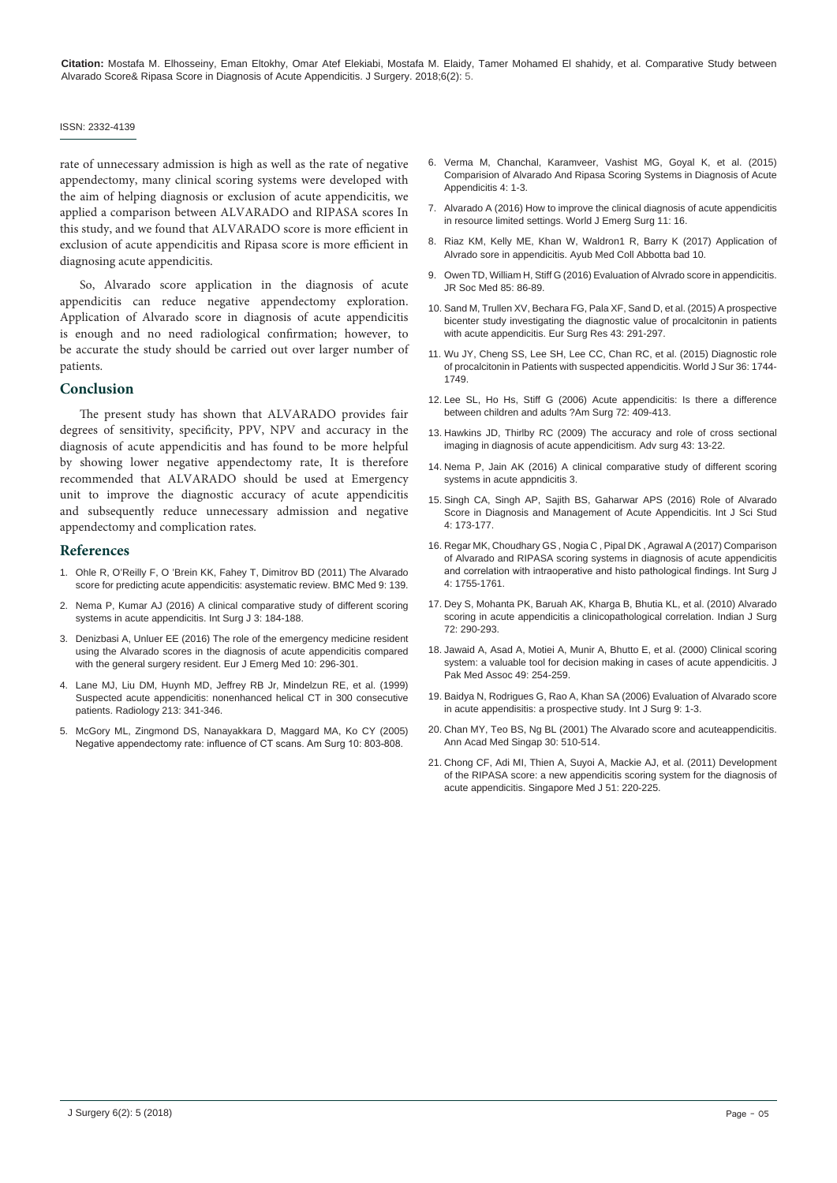rate of unnecessary admission is high as well as the rate of negative appendectomy, many clinical scoring systems were developed with the aim of helping diagnosis or exclusion of acute appendicitis, we applied a comparison between ALVARADO and RIPASA scores In this study, and we found that ALVARADO score is more efficient in exclusion of acute appendicitis and Ripasa score is more efficient in diagnosing acute appendicitis.

So, Alvarado score application in the diagnosis of acute appendicitis can reduce negative appendectomy exploration. Application of Alvarado score in diagnosis of acute appendicitis is enough and no need radiological confirmation; however, to be accurate the study should be carried out over larger number of patients.

## Conclusion

The present study has shown that ALVARADO provides fair degrees of sensitivity, specificity, PPV, NPV and accuracy in the diagnosis of acute appendicitis and has found to be more helpful by showing lower negative appendectomy rate, It is therefore recommended that ALVARADO should be used at Emergency unit to improve the diagnostic accuracy of acute appendicitis and subsequently reduce unnecessary admission and negative appendectomy and complication rates.

## References

1. Ohle R, O'Reilly F, O 'Brein KK, Fahey T, Dimitrov BD (2011) The Alvarado score for predicting acute appendicitis: asystematic review. BMC Med 9: 139.
2. Nema P, Kumar AJ (2016) A clinical comparative study of different scoring systems in acute appendicitis. Int Surg J 3: 184-188.
3. Denizbasi A, Unluer EE (2016) The role of the emergency medicine resident using the Alvarado scores in the diagnosis of acute appendicitis compared with the general surgery resident. Eur J Emerg Med 10: 296-301.
4. Lane MJ, Liu DM, Huynh MD, Jeffrey RB Jr, Mindelzun RE, et al. (1999) Suspected acute appendicitis: nonenhanced helical CT in 300 consecutive patients. Radiology 213: 341-346.
5. McGory ML, Zingmond DS, Nanayakkara D, Maggard MA, Ko CY (2005) Negative appendectomy rate: influence of CT scans. Am Surg 10: 803-808.
6. Verma M, Chanchal, Karamveer, Vashist MG, Goyal K, et al. (2015) Comparision of Alvarado And Ripasa Scoring Systems in Diagnosis of Acute Appendicitis 4: 1-3.
7. Alvarado A (2016) How to improve the clinical diagnosis of acute appendicitis in resource limited settings. World J Emerg Surg 11: 16.
8. Riaz KM, Kelly ME, Khan W, Waldron1 R, Barry K (2017) Application of Alvrado sore in appendicitis. Ayub Med Coll Abbotta bad 10.
9. Owen TD, William H, Stiff G (2016) Evaluation of Alvrado score in appendicitis. JR Soc Med 85: 86-89.
10. Sand M, Trullen XV, Bechara FG, Pala XF, Sand D, et al. (2015) A prospective bicenter study investigating the diagnostic value of procalcitonin in patients with acute appendicitis. Eur Surg Res 43: 291-297.
11. Wu JY, Cheng SS, Lee SH, Lee CC, Chan RC, et al. (2015) Diagnostic role of procalcitonin in Patients with suspected appendicitis. World J Sur 36: 1744-1749.
12. Lee SL, Ho Hs, Stiff G (2006) Acute appendicitis: Is there a difference between children and adults ?Am Surg 72: 409-413.
13. Hawkins JD, Thirlby RC (2009) The accuracy and role of cross sectional imaging in diagnosis of acute appendicitism. Adv surg 43: 13-22.
14. Nema P, Jain AK (2016) A clinical comparative study of different scoring systems in acute appndicitis 3.
15. Singh CA, Singh AP, Sajith BS, Gaharwar APS (2016) Role of Alvarado Score in Diagnosis and Management of Acute Appendicitis. Int J Sci Stud 4: 173-177.
16. Regar MK, Choudhary GS , Nogia C , Pipal DK , Agrawal A (2017) Comparison of Alvarado and RIPASA scoring systems in diagnosis of acute appendicitis and correlation with intraoperative and histo pathological findings. Int Surg J 4: 1755-1761.
17. Dey S, Mohanta PK, Baruah AK, Kharga B, Bhutia KL, et al. (2010) Alvarado scoring in acute appendicitis a clinicopathological correlation. Indian J Surg 72: 290-293.
18. Jawaid A, Asad A, Motiei A, Munir A, Bhutto E, et al. (2000) Clinical scoring system: a valuable tool for decision making in cases of acute appendicitis. J Pak Med Assoc 49: 254-259.
19. Baidya N, Rodrigues G, Rao A, Khan SA (2006) Evaluation of Alvarado score in acute appendisitis: a prospective study. Int J Surg 9: 1-3.
20. Chan MY, Teo BS, Ng BL (2001) The Alvarado score and acuteappendicitis. Ann Acad Med Singap 30: 510-514.
21. Chong CF, Adi MI, Thien A, Suyoi A, Mackie AJ, et al. (2011) Development of the RIPASA score: a new appendicitis scoring system for the diagnosis of acute appendicitis. Singapore Med J 51: 220-225.